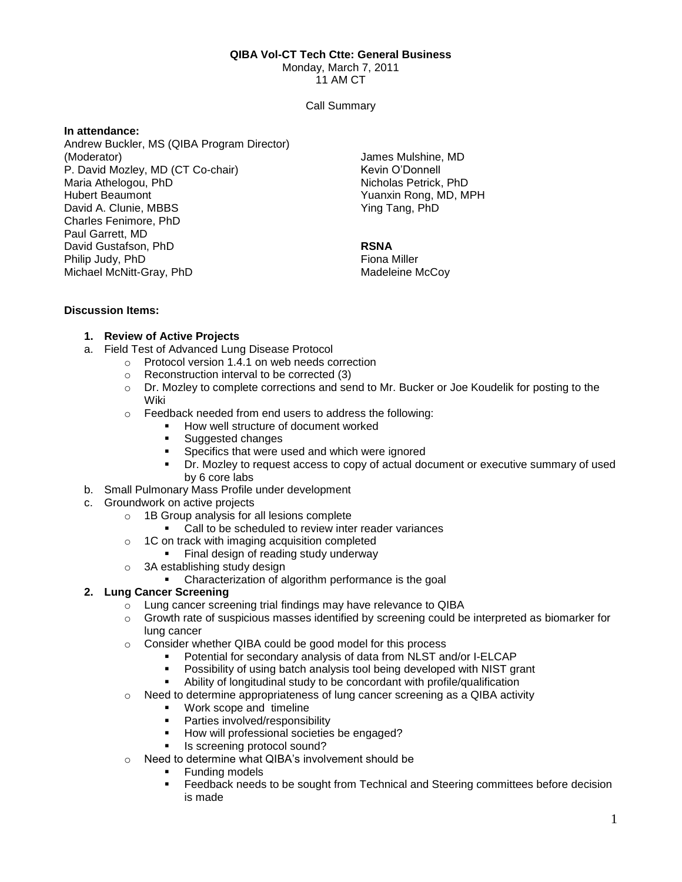**QIBA Vol-CT Tech Ctte: General Business**

Monday, March 7, 2011

11 AM CT

Call Summary

**In attendance:**

Andrew Buckler, MS (QIBA Program Director) (Moderator)
P. David Mozley, MD (CT Co-chair)
Maria Athelogou, PhD
Hubert Beaumont
David A. Clunie, MBBS
Charles Fenimore, PhD
Paul Garrett, MD
David Gustafson, PhD
Philip Judy, PhD
Michael McNitt-Gray, PhD
James Mulshine, MD
Kevin O'Donnell
Nicholas Petrick, PhD
Yuanxin Rong, MD, MPH
Ying Tang, PhD

**RSNA**

Fiona Miller
Madeleine McCoy

**Discussion Items:**

1. **Review of Active Projects**

a. Field Test of Advanced Lung Disease Protocol
   - Protocol version 1.4.1 on web needs correction
   - Reconstruction interval to be corrected (3)
   - Dr. Mozley to complete corrections and send to Mr. Bucker or Joe Koudelik for posting to the Wiki
   - Feedback needed from end users to address the following:
     - How well structure of document worked
     - Suggested changes
     - Specifics that were used and which were ignored
     - Dr. Mozley to request access to copy of actual document or executive summary of used by 6 core labs

b. Small Pulmonary Mass Profile under development

c. Groundwork on active projects
   - 1B Group analysis for all lesions complete
     - Call to be scheduled to review inter reader variances
   - 1C on track with imaging acquisition completed
     - Final design of reading study underway
   - 3A establishing study design
     - Characterization of algorithm performance is the goal

2. **Lung Cancer Screening**
   - Lung cancer screening trial findings may have relevance to QIBA
   - Growth rate of suspicious masses identified by screening could be interpreted as biomarker for lung cancer
   - Consider whether QIBA could be good model for this process
     - Potential for secondary analysis of data from NLST and/or I-ELCAP
     - Possibility of using batch analysis tool being developed with NIST grant
     - Ability of longitudinal study to be concordant with profile/qualification
   - Need to determine appropriateness of lung cancer screening as a QIBA activity
     - Work scope and timeline
     - Parties involved/responsibility
     - How will professional societies be engaged?
     - Is screening protocol sound?
   - Need to determine what QIBA's involvement should be
     - Funding models
     - Feedback needs to be sought from Technical and Steering committees before decision is made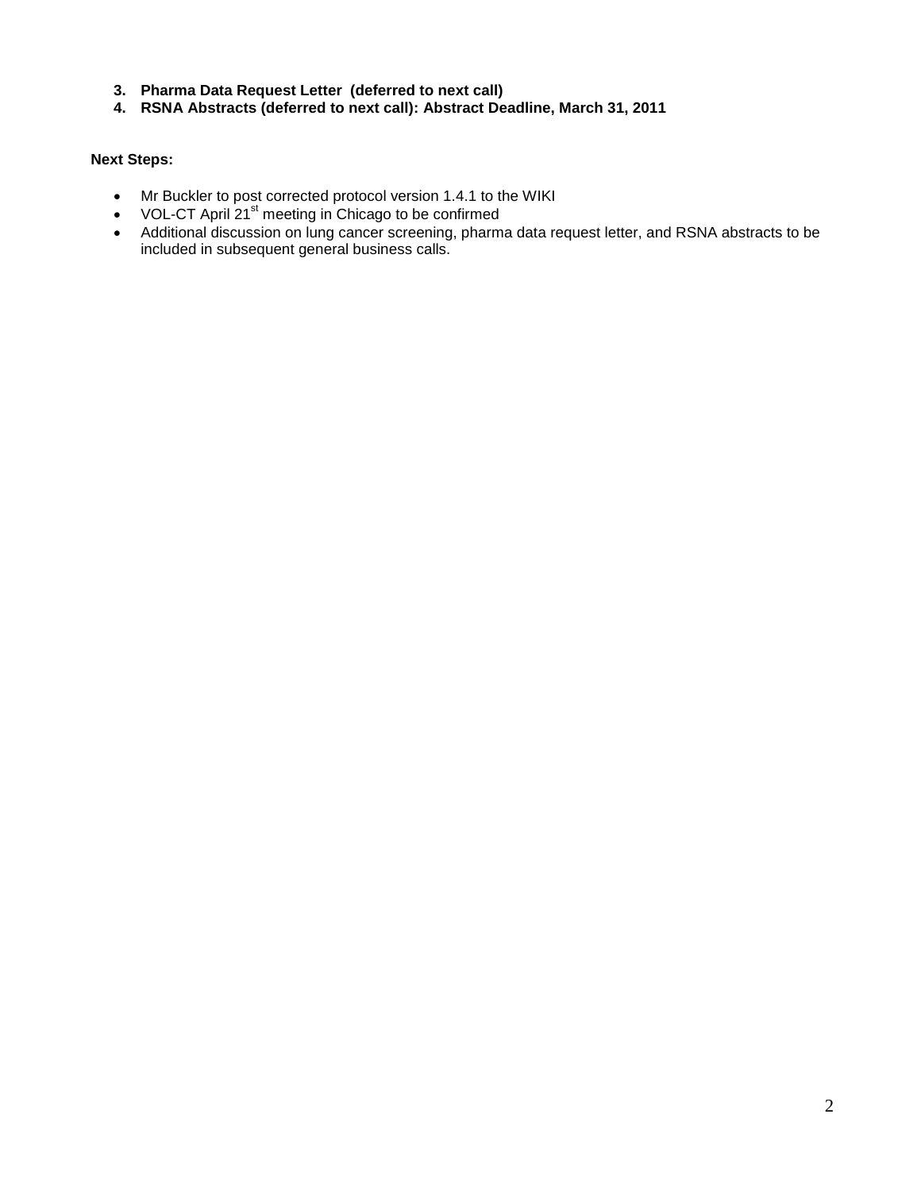3. **Pharma Data Request Letter (deferred to next call)**
4. **RSNA Abstracts (deferred to next call): Abstract Deadline, March 31, 2011**

**Next Steps:**

- Mr Buckler to post corrected protocol version 1.4.1 to the WIKI
- VOL-CT April 21st meeting in Chicago to be confirmed
- Additional discussion on lung cancer screening, pharma data request letter, and RSNA abstracts to be included in subsequent general business calls.